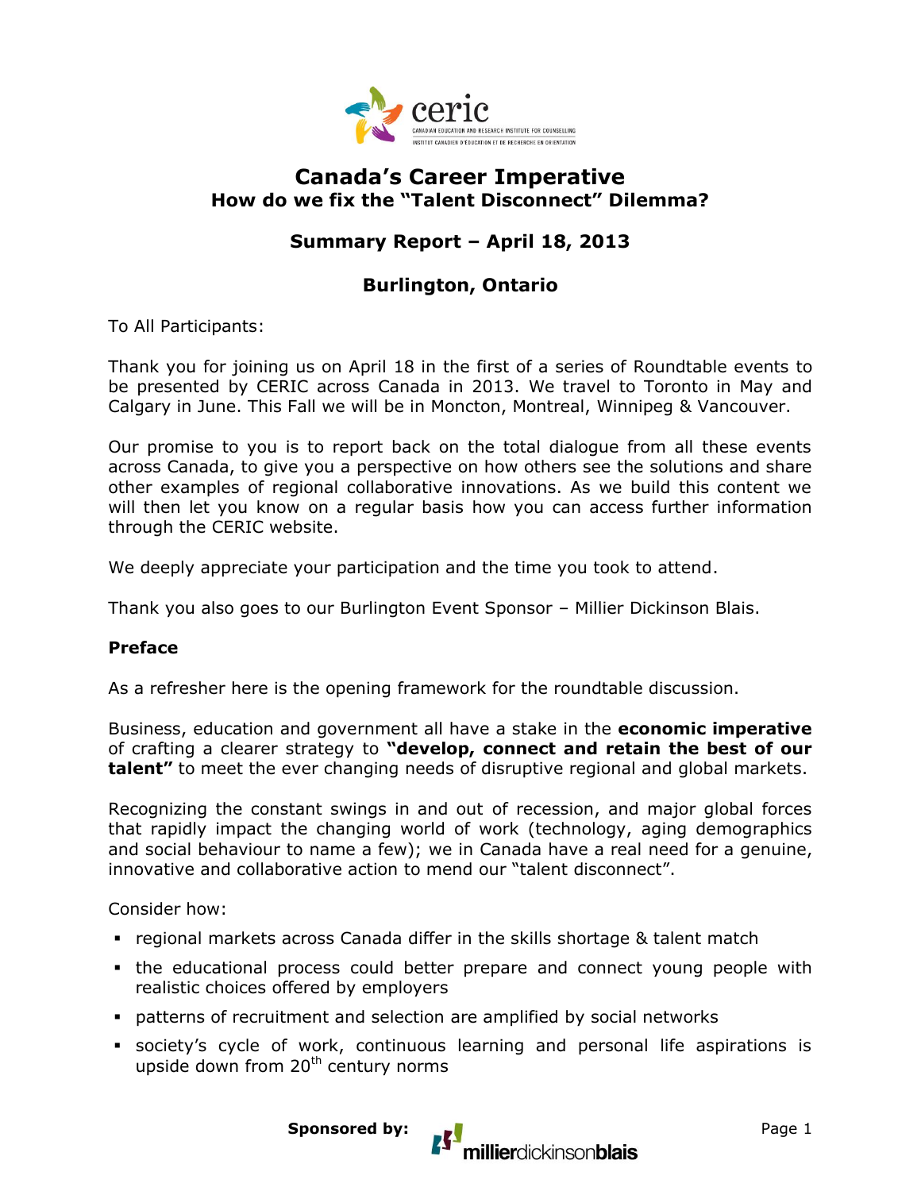# Canada's Career Imperative

## How do we fix the "Talent Disconnect" Dilemma?

## Summary Report – April 18, 2013

## Burlington, Ontario

To All Participants:

Thank you for joining us on April 18 in the first of a series of Roundtable events to be presented by CERIC across Canada in 2013. We travel to Toronto in May and Calgary in June. This Fall we will be in Moncton, Montreal, Winnipeg & Vancouver.

Our promise to you is to report back on the total dialogue from all these events across Canada, to give you a perspective on how others see the solutions and share other examples of regional collaborative innovations. As we build this content we will then let you know on a regular basis how you can access further information through the CERIC website.

We deeply appreciate your participation and the time you took to attend.

Thank you also goes to our Burlington Event Sponsor – Millier Dickinson Blais.

**Preface**

As a refresher here is the opening framework for the roundtable discussion.

Business, education and government all have a stake in the **economic imperative** of crafting a clearer strategy to **"develop, connect and retain the best of our talent"** to meet the ever changing needs of disruptive regional and global markets.

Recognizing the constant swings in and out of recession, and major global forces that rapidly impact the changing world of work (technology, aging demographics and social behaviour to name a few); we in Canada have a real need for a genuine, innovative and collaborative action to mend our "talent disconnect".

Consider how:

- regional markets across Canada differ in the skills shortage & talent match
- the educational process could better prepare and connect young people with realistic choices offered by employers
- patterns of recruitment and selection are amplified by social networks
- society's cycle of work, continuous learning and personal life aspirations is upside down from 20th century norms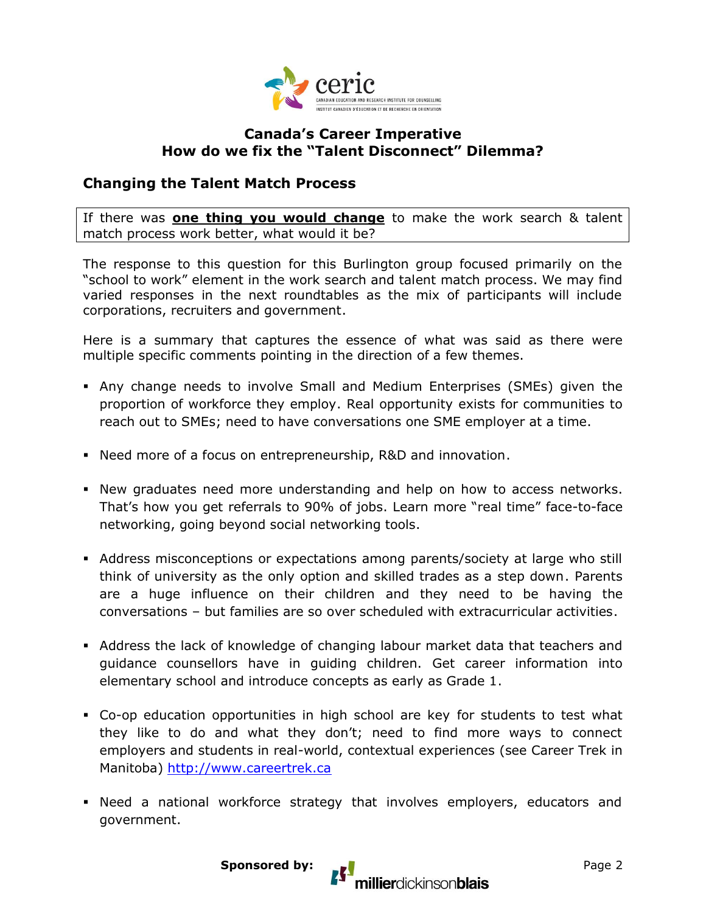## Canada's Career Imperative
## How do we fix the "Talent Disconnect" Dilemma?

### Changing the Talent Match Process

If there was **one thing you would change** to make the work search & talent match process work better, what would it be?

The response to this question for this Burlington group focused primarily on the "school to work" element in the work search and talent match process. We may find varied responses in the next roundtables as the mix of participants will include corporations, recruiters and government.

Here is a summary that captures the essence of what was said as there were multiple specific comments pointing in the direction of a few themes.

- Any change needs to involve Small and Medium Enterprises (SMEs) given the proportion of workforce they employ. Real opportunity exists for communities to reach out to SMEs; need to have conversations one SME employer at a time.
- Need more of a focus on entrepreneurship, R&D and innovation.
- New graduates need more understanding and help on how to access networks. That's how you get referrals to 90% of jobs. Learn more "real time" face-to-face networking, going beyond social networking tools.
- Address misconceptions or expectations among parents/society at large who still think of university as the only option and skilled trades as a step down. Parents are a huge influence on their children and they need to be having the conversations – but families are so over scheduled with extracurricular activities.
- Address the lack of knowledge of changing labour market data that teachers and guidance counsellors have in guiding children. Get career information into elementary school and introduce concepts as early as Grade 1.
- Co-op education opportunities in high school are key for students to test what they like to do and what they don't; need to find more ways to connect employers and students in real-world, contextual experiences (see Career Trek in Manitoba) http://www.careertrek.ca
- Need a national workforce strategy that involves employers, educators and government.

**Sponsored by:** millierdickinsonblais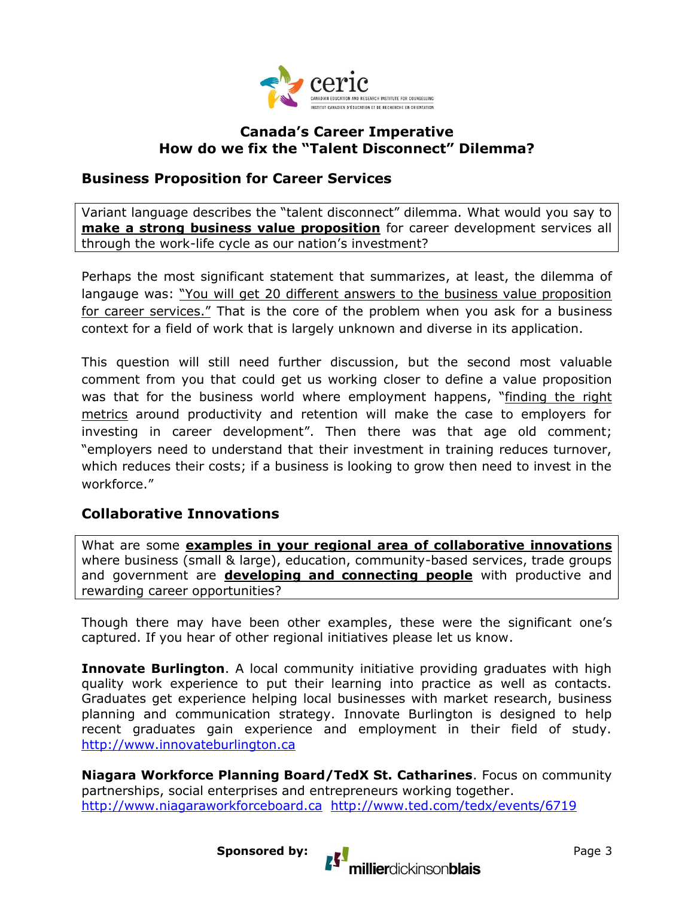# Canada's Career Imperative
# How do we fix the "Talent Disconnect" Dilemma?

## Business Proposition for Career Services

Variant language describes the "talent disconnect" dilemma. What would you say to **make a strong business value proposition** for career development services all through the work-life cycle as our nation's investment?

Perhaps the most significant statement that summarizes, at least, the dilemma of langauge was: "You will get 20 different answers to the business value proposition for career services." That is the core of the problem when you ask for a business context for a field of work that is largely unknown and diverse in its application.

This question will still need further discussion, but the second most valuable comment from you that could get us working closer to define a value proposition was that for the business world where employment happens, "finding the right metrics around productivity and retention will make the case to employers for investing in career development". Then there was that age old comment; "employers need to understand that their investment in training reduces turnover, which reduces their costs; if a business is looking to grow then need to invest in the workforce."

## Collaborative Innovations

What are some **examples in your regional area of collaborative innovations** where business (small & large), education, community-based services, trade groups and government are **developing and connecting people** with productive and rewarding career opportunities?

Though there may have been other examples, these were the significant one's captured. If you hear of other regional initiatives please let us know.

**Innovate Burlington**. A local community initiative providing graduates with high quality work experience to put their learning into practice as well as contacts. Graduates get experience helping local businesses with market research, business planning and communication strategy. Innovate Burlington is designed to help recent graduates gain experience and employment in their field of study. http://www.innovateburlington.ca

**Niagara Workforce Planning Board/TedX St. Catharines**. Focus on community partnerships, social enterprises and entrepreneurs working together. http://www.niagaraworkforceboard.ca http://www.ted.com/tedx/events/6719

**Sponsored by:** millierdickinsonblais